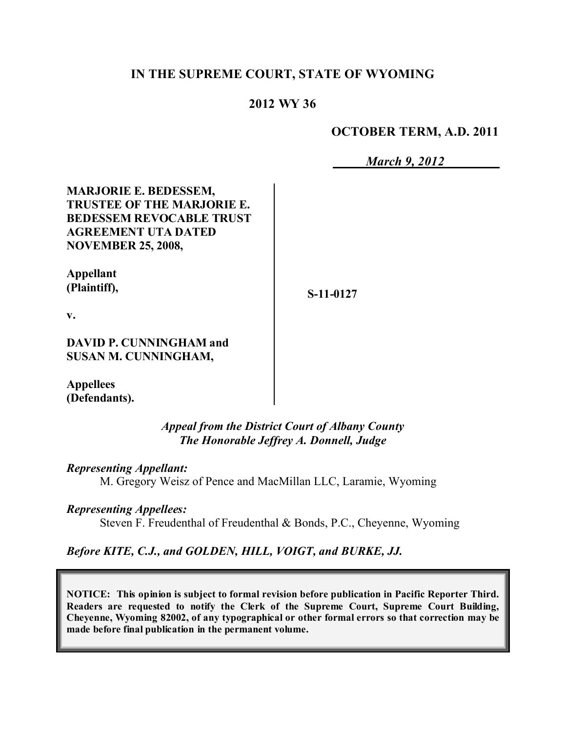# IN THE SUPREME COURT, STATE OF WYOMING

## 2012 WY 36

**OCTOBER TERM, A.D. 2011**

*March 9, 2012*

**MARJORIE E. BEDESSEM, TRUSTEE OF THE MARJORIE E. BEDESSEM REVOCABLE TRUST AGREEMENT UTA DATED NOVEMBER 25, 2008,**

**Appellant (Plaintiff),**

**v.**

**DAVID P. CUNNINGHAM and SUSAN M. CUNNINGHAM,**

**Appellees (Defendants).**

**S-11-0127**

*Appeal from the District Court of Albany County*
*The Honorable Jeffrey A. Donnell, Judge*

*Representing Appellant:*
M. Gregory Weisz of Pence and MacMillan LLC, Laramie, Wyoming

*Representing Appellees:*
Steven F. Freudenthal of Freudenthal & Bonds, P.C., Cheyenne, Wyoming

*Before KITE, C.J., and GOLDEN, HILL, VOIGT, and BURKE, JJ.*

**NOTICE: This opinion is subject to formal revision before publication in Pacific Reporter Third. Readers are requested to notify the Clerk of the Supreme Court, Supreme Court Building, Cheyenne, Wyoming 82002, of any typographical or other formal errors so that correction may be made before final publication in the permanent volume.**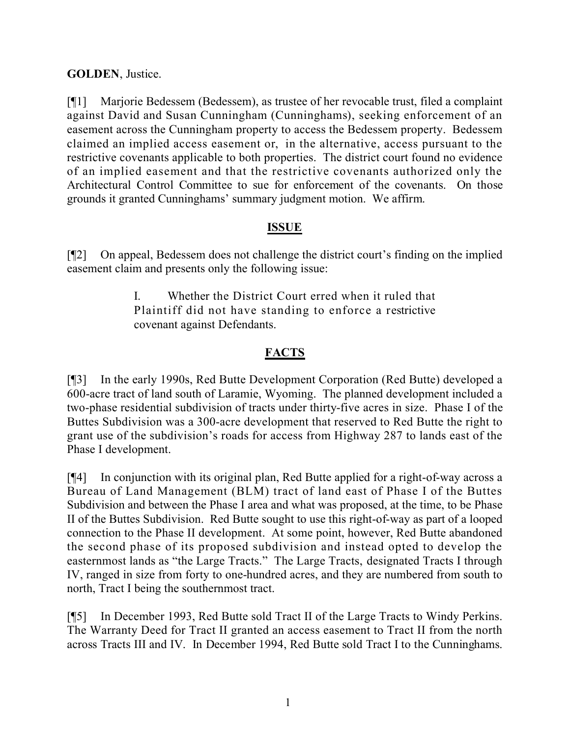**GOLDEN**, Justice.

[¶1] Marjorie Bedessem (Bedessem), as trustee of her revocable trust, filed a complaint against David and Susan Cunningham (Cunninghams), seeking enforcement of an easement across the Cunningham property to access the Bedessem property. Bedessem claimed an implied access easement or, in the alternative, access pursuant to the restrictive covenants applicable to both properties. The district court found no evidence of an implied easement and that the restrictive covenants authorized only the Architectural Control Committee to sue for enforcement of the covenants. On those grounds it granted Cunninghams' summary judgment motion. We affirm.

## ISSUE

[¶2] On appeal, Bedessem does not challenge the district court's finding on the implied easement claim and presents only the following issue:

> I. Whether the District Court erred when it ruled that Plaintiff did not have standing to enforce a restrictive covenant against Defendants.

## FACTS

[¶3] In the early 1990s, Red Butte Development Corporation (Red Butte) developed a 600-acre tract of land south of Laramie, Wyoming. The planned development included a two-phase residential subdivision of tracts under thirty-five acres in size. Phase I of the Buttes Subdivision was a 300-acre development that reserved to Red Butte the right to grant use of the subdivision's roads for access from Highway 287 to lands east of the Phase I development.

[¶4] In conjunction with its original plan, Red Butte applied for a right-of-way across a Bureau of Land Management (BLM) tract of land east of Phase I of the Buttes Subdivision and between the Phase I area and what was proposed, at the time, to be Phase II of the Buttes Subdivision. Red Butte sought to use this right-of-way as part of a looped connection to the Phase II development. At some point, however, Red Butte abandoned the second phase of its proposed subdivision and instead opted to develop the easternmost lands as "the Large Tracts." The Large Tracts, designated Tracts I through IV, ranged in size from forty to one-hundred acres, and they are numbered from south to north, Tract I being the southernmost tract.

[¶5] In December 1993, Red Butte sold Tract II of the Large Tracts to Windy Perkins. The Warranty Deed for Tract II granted an access easement to Tract II from the north across Tracts III and IV. In December 1994, Red Butte sold Tract I to the Cunninghams.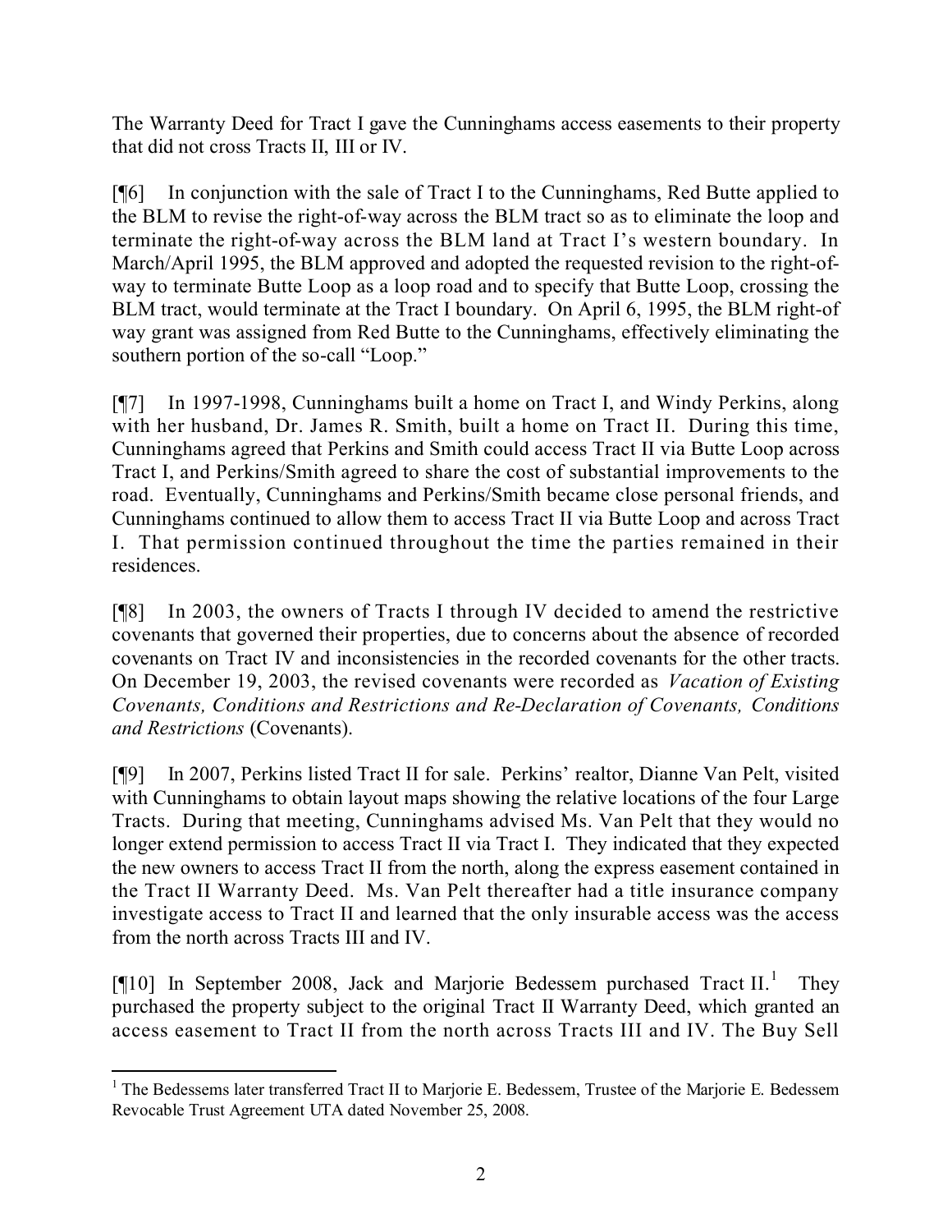The Warranty Deed for Tract I gave the Cunninghams access easements to their property that did not cross Tracts II, III or IV.

[¶6] In conjunction with the sale of Tract I to the Cunninghams, Red Butte applied to the BLM to revise the right-of-way across the BLM tract so as to eliminate the loop and terminate the right-of-way across the BLM land at Tract I's western boundary. In March/April 1995, the BLM approved and adopted the requested revision to the right-of-way to terminate Butte Loop as a loop road and to specify that Butte Loop, crossing the BLM tract, would terminate at the Tract I boundary. On April 6, 1995, the BLM right-of way grant was assigned from Red Butte to the Cunninghams, effectively eliminating the southern portion of the so-call "Loop."

[¶7] In 1997-1998, Cunninghams built a home on Tract I, and Windy Perkins, along with her husband, Dr. James R. Smith, built a home on Tract II. During this time, Cunninghams agreed that Perkins and Smith could access Tract II via Butte Loop across Tract I, and Perkins/Smith agreed to share the cost of substantial improvements to the road. Eventually, Cunninghams and Perkins/Smith became close personal friends, and Cunninghams continued to allow them to access Tract II via Butte Loop and across Tract I. That permission continued throughout the time the parties remained in their residences.

[¶8] In 2003, the owners of Tracts I through IV decided to amend the restrictive covenants that governed their properties, due to concerns about the absence of recorded covenants on Tract IV and inconsistencies in the recorded covenants for the other tracts. On December 19, 2003, the revised covenants were recorded as *Vacation of Existing Covenants, Conditions and Restrictions and Re-Declaration of Covenants, Conditions and Restrictions* (Covenants).

[¶9] In 2007, Perkins listed Tract II for sale. Perkins' realtor, Dianne Van Pelt, visited with Cunninghams to obtain layout maps showing the relative locations of the four Large Tracts. During that meeting, Cunninghams advised Ms. Van Pelt that they would no longer extend permission to access Tract II via Tract I. They indicated that they expected the new owners to access Tract II from the north, along the express easement contained in the Tract II Warranty Deed. Ms. Van Pelt thereafter had a title insurance company investigate access to Tract II and learned that the only insurable access was the access from the north across Tracts III and IV.

[¶10] In September 2008, Jack and Marjorie Bedessem purchased Tract II.[1] They purchased the property subject to the original Tract II Warranty Deed, which granted an access easement to Tract II from the north across Tracts III and IV. The Buy Sell

[1] The Bedessems later transferred Tract II to Marjorie E. Bedessem, Trustee of the Marjorie E. Bedessem Revocable Trust Agreement UTA dated November 25, 2008.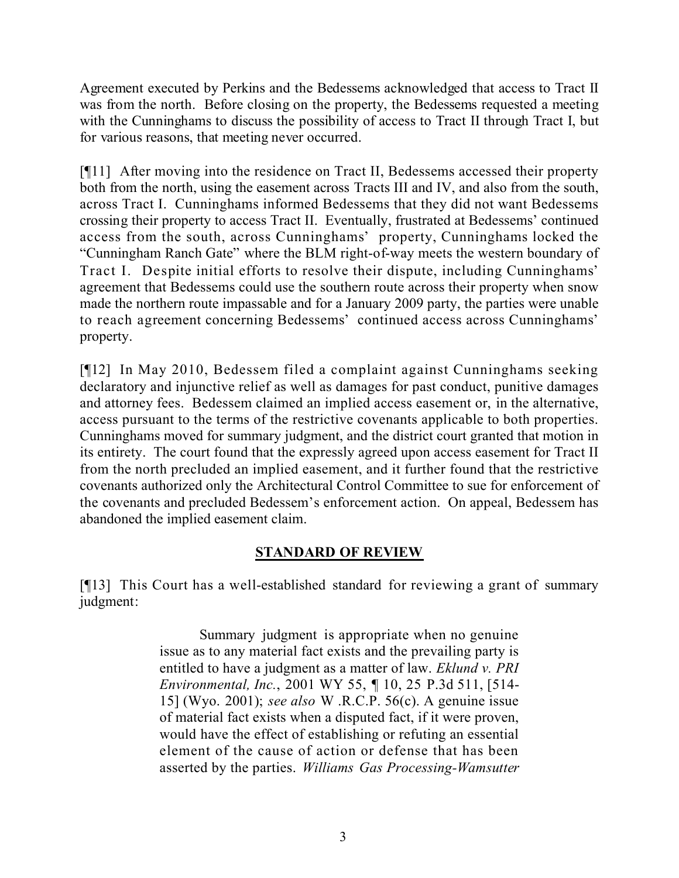Agreement executed by Perkins and the Bedessems acknowledged that access to Tract II was from the north. Before closing on the property, the Bedessems requested a meeting with the Cunninghams to discuss the possibility of access to Tract II through Tract I, but for various reasons, that meeting never occurred.

[¶11] After moving into the residence on Tract II, Bedessems accessed their property both from the north, using the easement across Tracts III and IV, and also from the south, across Tract I. Cunninghams informed Bedessems that they did not want Bedessems crossing their property to access Tract II. Eventually, frustrated at Bedessems' continued access from the south, across Cunninghams' property, Cunninghams locked the "Cunningham Ranch Gate" where the BLM right-of-way meets the western boundary of Tract I. Despite initial efforts to resolve their dispute, including Cunninghams' agreement that Bedessems could use the southern route across their property when snow made the northern route impassable and for a January 2009 party, the parties were unable to reach agreement concerning Bedessems' continued access across Cunninghams' property.

[¶12] In May 2010, Bedessem filed a complaint against Cunninghams seeking declaratory and injunctive relief as well as damages for past conduct, punitive damages and attorney fees. Bedessem claimed an implied access easement or, in the alternative, access pursuant to the terms of the restrictive covenants applicable to both properties. Cunninghams moved for summary judgment, and the district court granted that motion in its entirety. The court found that the expressly agreed upon access easement for Tract II from the north precluded an implied easement, and it further found that the restrictive covenants authorized only the Architectural Control Committee to sue for enforcement of the covenants and precluded Bedessem's enforcement action. On appeal, Bedessem has abandoned the implied easement claim.

## STANDARD OF REVIEW

[¶13] This Court has a well-established standard for reviewing a grant of summary judgment:

> Summary judgment is appropriate when no genuine issue as to any material fact exists and the prevailing party is entitled to have a judgment as a matter of law. *Eklund v. PRI Environmental, Inc.*, 2001 WY 55, ¶ 10, 25 P.3d 511, [514-15] (Wyo. 2001); *see also* W .R.C.P. 56(c). A genuine issue of material fact exists when a disputed fact, if it were proven, would have the effect of establishing or refuting an essential element of the cause of action or defense that has been asserted by the parties. *Williams Gas Processing-Wamsutter*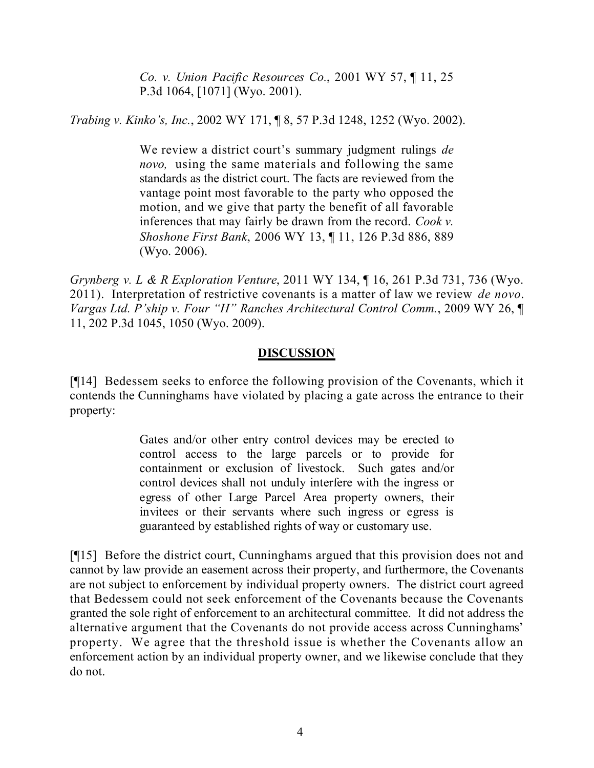> *Co. v. Union Pacific Resources Co.*, 2001 WY 57, ¶ 11, 25 P.3d 1064, [1071] (Wyo. 2001).

*Trabing v. Kinko's, Inc.*, 2002 WY 171, ¶ 8, 57 P.3d 1248, 1252 (Wyo. 2002).

> We review a district court's summary judgment rulings *de novo,* using the same materials and following the same standards as the district court. The facts are reviewed from the vantage point most favorable to the party who opposed the motion, and we give that party the benefit of all favorable inferences that may fairly be drawn from the record. *Cook v. Shoshone First Bank*, 2006 WY 13, ¶ 11, 126 P.3d 886, 889 (Wyo. 2006).

*Grynberg v. L & R Exploration Venture*, 2011 WY 134, ¶ 16, 261 P.3d 731, 736 (Wyo. 2011). Interpretation of restrictive covenants is a matter of law we review *de novo*. *Vargas Ltd. P'ship v. Four "H" Ranches Architectural Control Comm.*, 2009 WY 26, ¶ 11, 202 P.3d 1045, 1050 (Wyo. 2009).

## DISCUSSION

[¶14] Bedessem seeks to enforce the following provision of the Covenants, which it contends the Cunninghams have violated by placing a gate across the entrance to their property:

> Gates and/or other entry control devices may be erected to control access to the large parcels or to provide for containment or exclusion of livestock. Such gates and/or control devices shall not unduly interfere with the ingress or egress of other Large Parcel Area property owners, their invitees or their servants where such ingress or egress is guaranteed by established rights of way or customary use.

[¶15] Before the district court, Cunninghams argued that this provision does not and cannot by law provide an easement across their property, and furthermore, the Covenants are not subject to enforcement by individual property owners. The district court agreed that Bedessem could not seek enforcement of the Covenants because the Covenants granted the sole right of enforcement to an architectural committee. It did not address the alternative argument that the Covenants do not provide access across Cunninghams' property. We agree that the threshold issue is whether the Covenants allow an enforcement action by an individual property owner, and we likewise conclude that they do not.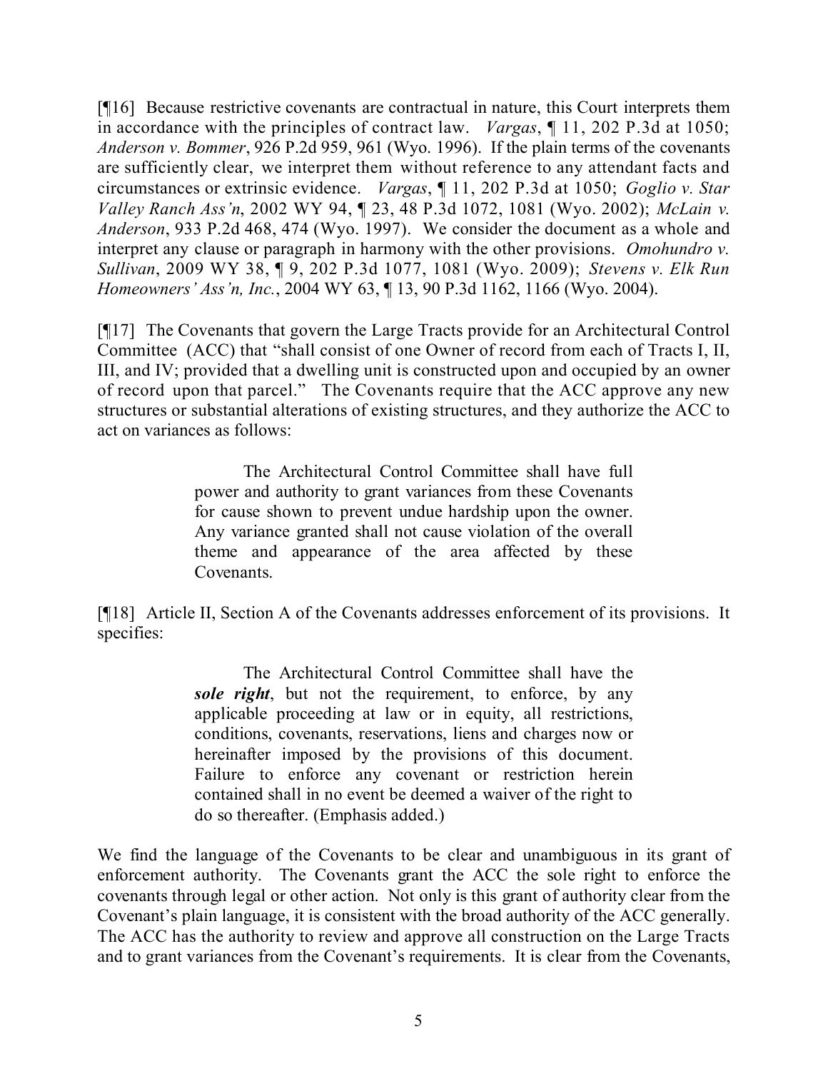[¶16] Because restrictive covenants are contractual in nature, this Court interprets them in accordance with the principles of contract law. *Vargas*, ¶ 11, 202 P.3d at 1050; *Anderson v. Bommer*, 926 P.2d 959, 961 (Wyo. 1996). If the plain terms of the covenants are sufficiently clear, we interpret them without reference to any attendant facts and circumstances or extrinsic evidence. *Vargas*, ¶ 11, 202 P.3d at 1050; *Goglio v. Star Valley Ranch Ass'n*, 2002 WY 94, ¶ 23, 48 P.3d 1072, 1081 (Wyo. 2002); *McLain v. Anderson*, 933 P.2d 468, 474 (Wyo. 1997). We consider the document as a whole and interpret any clause or paragraph in harmony with the other provisions. *Omohundro v. Sullivan*, 2009 WY 38, ¶ 9, 202 P.3d 1077, 1081 (Wyo. 2009); *Stevens v. Elk Run Homeowners' Ass'n, Inc.*, 2004 WY 63, ¶ 13, 90 P.3d 1162, 1166 (Wyo. 2004).

[¶17] The Covenants that govern the Large Tracts provide for an Architectural Control Committee (ACC) that "shall consist of one Owner of record from each of Tracts I, II, III, and IV; provided that a dwelling unit is constructed upon and occupied by an owner of record upon that parcel." The Covenants require that the ACC approve any new structures or substantial alterations of existing structures, and they authorize the ACC to act on variances as follows:

> The Architectural Control Committee shall have full power and authority to grant variances from these Covenants for cause shown to prevent undue hardship upon the owner. Any variance granted shall not cause violation of the overall theme and appearance of the area affected by these Covenants.

[¶18] Article II, Section A of the Covenants addresses enforcement of its provisions. It specifies:

> The Architectural Control Committee shall have the ***sole right***, but not the requirement, to enforce, by any applicable proceeding at law or in equity, all restrictions, conditions, covenants, reservations, liens and charges now or hereinafter imposed by the provisions of this document. Failure to enforce any covenant or restriction herein contained shall in no event be deemed a waiver of the right to do so thereafter. (Emphasis added.)

We find the language of the Covenants to be clear and unambiguous in its grant of enforcement authority. The Covenants grant the ACC the sole right to enforce the covenants through legal or other action. Not only is this grant of authority clear from the Covenant's plain language, it is consistent with the broad authority of the ACC generally. The ACC has the authority to review and approve all construction on the Large Tracts and to grant variances from the Covenant's requirements. It is clear from the Covenants,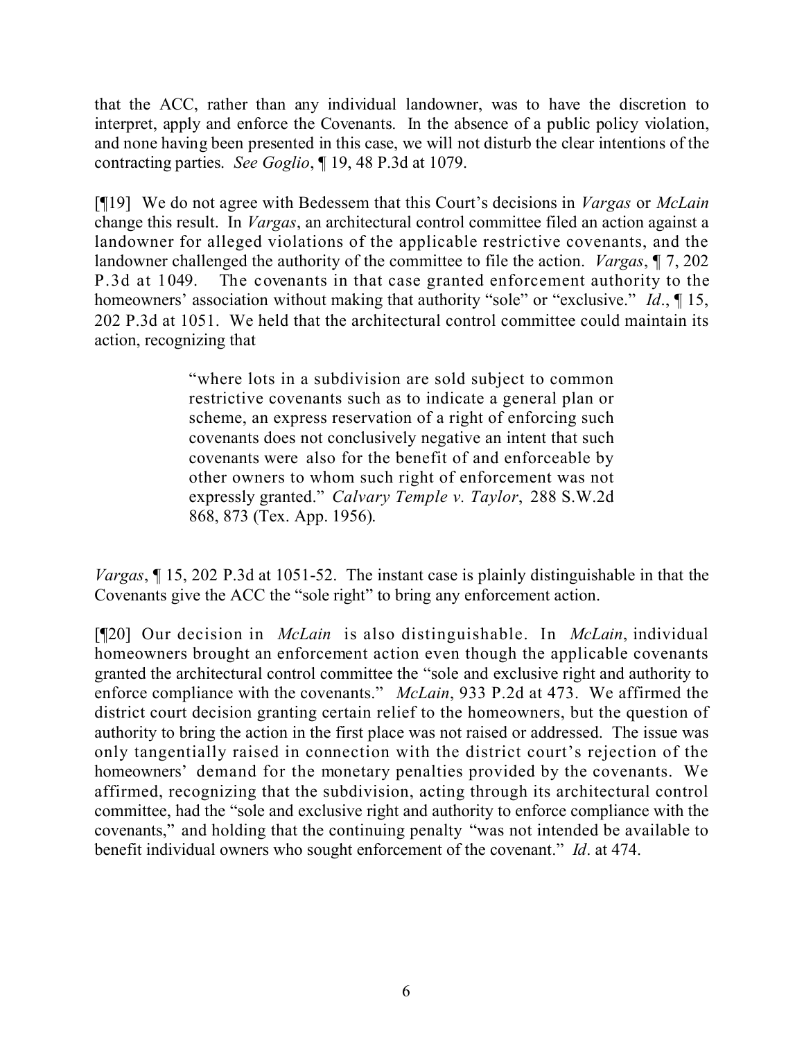that the ACC, rather than any individual landowner, was to have the discretion to interpret, apply and enforce the Covenants. In the absence of a public policy violation, and none having been presented in this case, we will not disturb the clear intentions of the contracting parties. *See Goglio*, ¶ 19, 48 P.3d at 1079.

[¶19] We do not agree with Bedessem that this Court's decisions in *Vargas* or *McLain* change this result. In *Vargas*, an architectural control committee filed an action against a landowner for alleged violations of the applicable restrictive covenants, and the landowner challenged the authority of the committee to file the action. *Vargas*, ¶ 7, 202 P.3d at 1049. The covenants in that case granted enforcement authority to the homeowners' association without making that authority "sole" or "exclusive." *Id*., ¶ 15, 202 P.3d at 1051. We held that the architectural control committee could maintain its action, recognizing that

> "where lots in a subdivision are sold subject to common restrictive covenants such as to indicate a general plan or scheme, an express reservation of a right of enforcing such covenants does not conclusively negative an intent that such covenants were also for the benefit of and enforceable by other owners to whom such right of enforcement was not expressly granted." *Calvary Temple v. Taylor*, 288 S.W.2d 868, 873 (Tex. App. 1956).

*Vargas*, ¶ 15, 202 P.3d at 1051-52. The instant case is plainly distinguishable in that the Covenants give the ACC the "sole right" to bring any enforcement action.

[¶20] Our decision in *McLain* is also distinguishable. In *McLain*, individual homeowners brought an enforcement action even though the applicable covenants granted the architectural control committee the "sole and exclusive right and authority to enforce compliance with the covenants." *McLain*, 933 P.2d at 473. We affirmed the district court decision granting certain relief to the homeowners, but the question of authority to bring the action in the first place was not raised or addressed. The issue was only tangentially raised in connection with the district court's rejection of the homeowners' demand for the monetary penalties provided by the covenants. We affirmed, recognizing that the subdivision, acting through its architectural control committee, had the "sole and exclusive right and authority to enforce compliance with the covenants," and holding that the continuing penalty "was not intended be available to benefit individual owners who sought enforcement of the covenant." *Id*. at 474.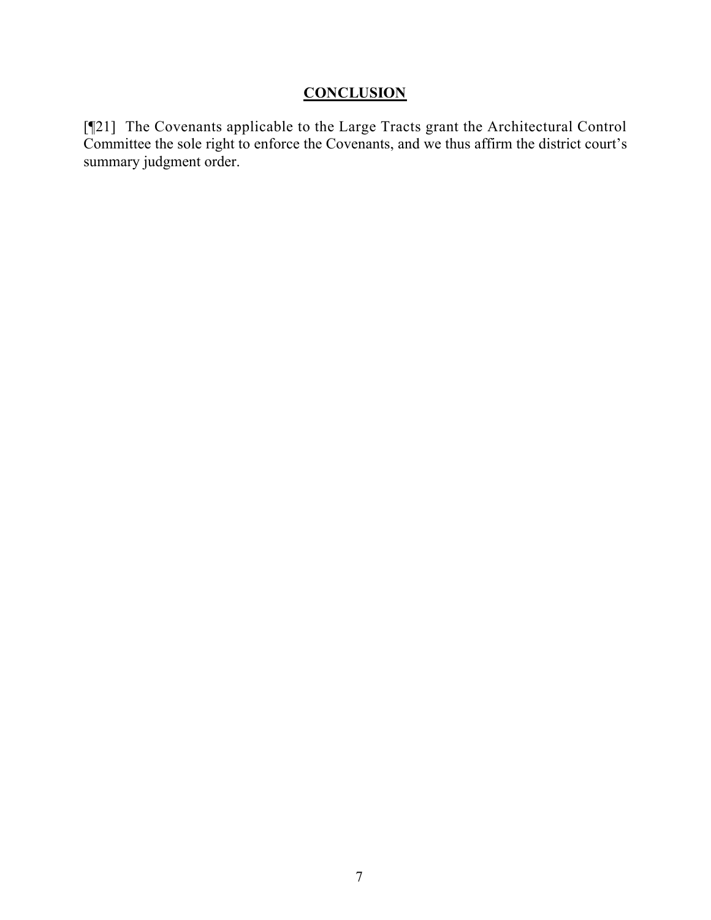## **CONCLUSION**

[¶21] The Covenants applicable to the Large Tracts grant the Architectural Control Committee the sole right to enforce the Covenants, and we thus affirm the district court's summary judgment order.